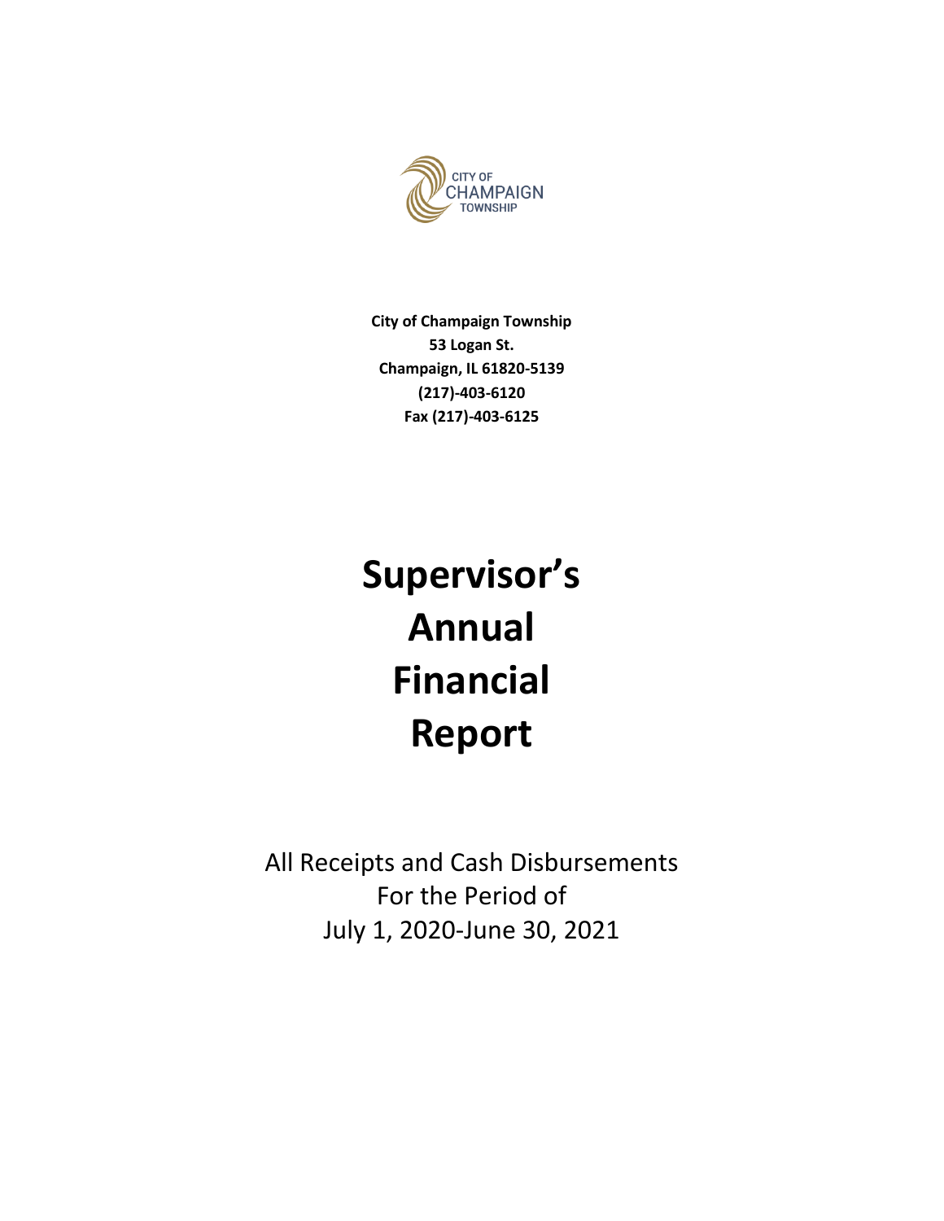CITY OF CHAMPAIGN TOWNSHIP

**City of Champaign Township**
**53 Logan St.**
**Champaign, IL 61820-5139**
**(217)-403-6120**
**Fax (217)-403-6125**

# Supervisor's Annual Financial Report

All Receipts and Cash Disbursements
For the Period of
July 1, 2020-June 30, 2021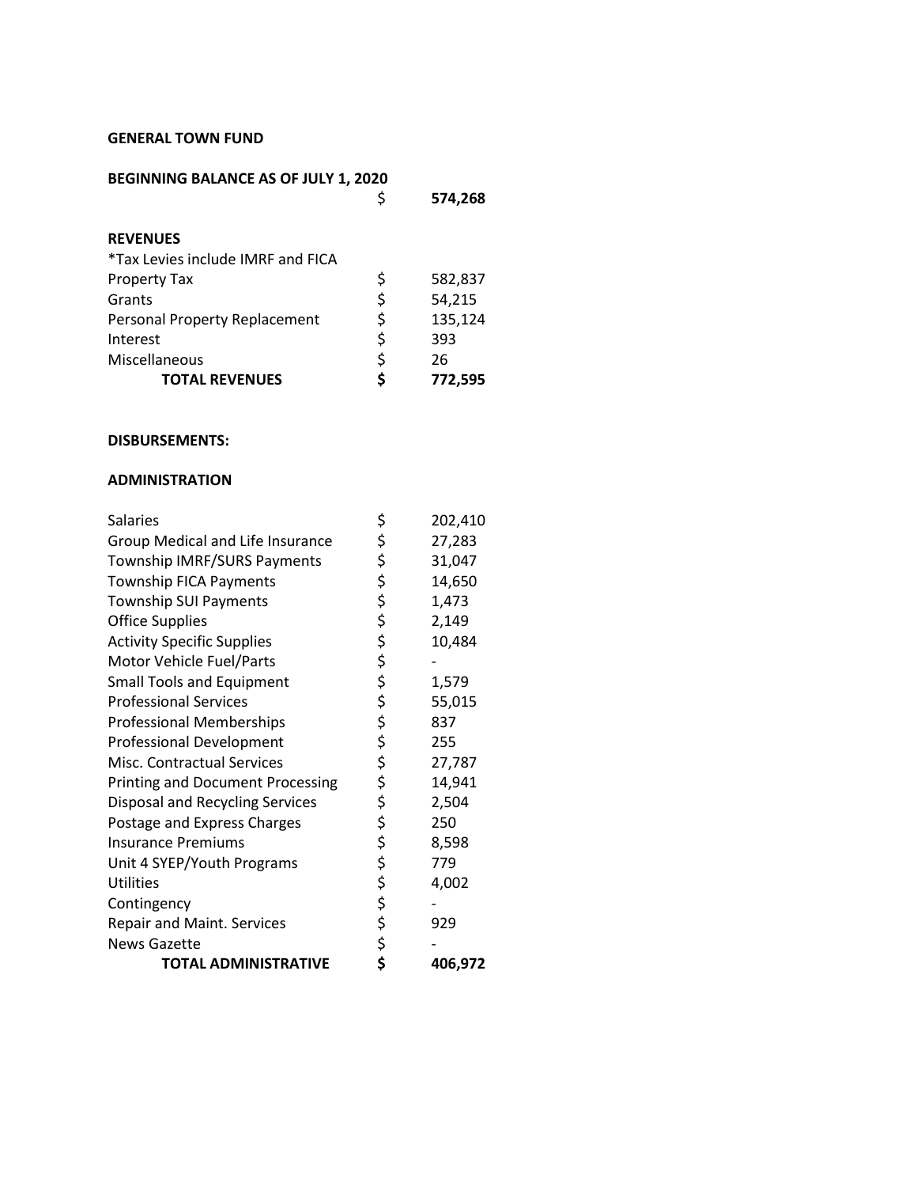**GENERAL TOWN FUND**

**BEGINNING BALANCE AS OF JULY 1, 2020**

| | | |
|---|---|---|
| | $ | **574,268** |

**REVENUES**

*Tax Levies include IMRF and FICA

| | | |
|---|---|---|
| Property Tax | $ | 582,837 |
| Grants | $ | 54,215 |
| Personal Property Replacement | $ | 135,124 |
| Interest | $ | 393 |
| Miscellaneous | $ | 26 |
| **TOTAL REVENUES** | **$** | **772,595** |

**DISBURSEMENTS:**

**ADMINISTRATION**

| | | |
|---|---|---|
| Salaries | $ | 202,410 |
| Group Medical and Life Insurance | $ | 27,283 |
| Township IMRF/SURS Payments | $ | 31,047 |
| Township FICA Payments | $ | 14,650 |
| Township SUI Payments | $ | 1,473 |
| Office Supplies | $ | 2,149 |
| Activity Specific Supplies | $ | 10,484 |
| Motor Vehicle Fuel/Parts | $ | - |
| Small Tools and Equipment | $ | 1,579 |
| Professional Services | $ | 55,015 |
| Professional Memberships | $ | 837 |
| Professional Development | $ | 255 |
| Misc. Contractual Services | $ | 27,787 |
| Printing and Document Processing | $ | 14,941 |
| Disposal and Recycling Services | $ | 2,504 |
| Postage and Express Charges | $ | 250 |
| Insurance Premiums | $ | 8,598 |
| Unit 4 SYEP/Youth Programs | $ | 779 |
| Utilities | $ | 4,002 |
| Contingency | $ | - |
| Repair and Maint. Services | $ | 929 |
| News Gazette | $ | - |
| **TOTAL ADMINISTRATIVE** | **$** | **406,972** |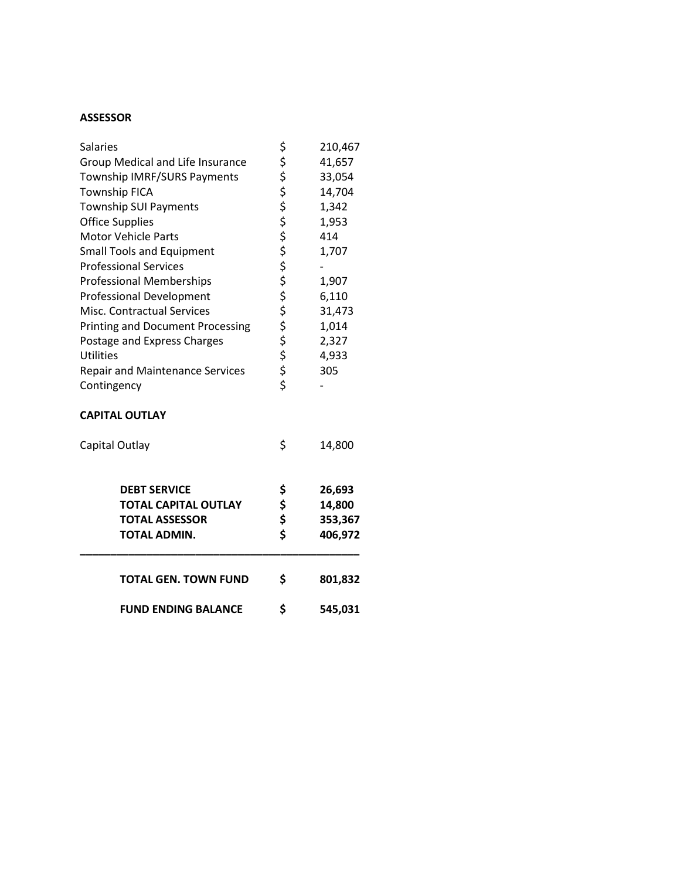**ASSESSOR**

| | | |
|---|---|---|
| Salaries | $ | 210,467 |
| Group Medical and Life Insurance | $ | 41,657 |
| Township IMRF/SURS Payments | $ | 33,054 |
| Township FICA | $ | 14,704 |
| Township SUI Payments | $ | 1,342 |
| Office Supplies | $ | 1,953 |
| Motor Vehicle Parts | $ | 414 |
| Small Tools and Equipment | $ | 1,707 |
| Professional Services | $ | - |
| Professional Memberships | $ | 1,907 |
| Professional Development | $ | 6,110 |
| Misc. Contractual Services | $ | 31,473 |
| Printing and Document Processing | $ | 1,014 |
| Postage and Express Charges | $ | 2,327 |
| Utilities | $ | 4,933 |
| Repair and Maintenance Services | $ | 305 |
| Contingency | $ | - |

**CAPITAL OUTLAY**

| | | |
|---|---|---|
| Capital Outlay | $ | 14,800 |

| | | |
|---|---|---|
| **DEBT SERVICE** | **$** | **26,693** |
| **TOTAL CAPITAL OUTLAY** | **$** | **14,800** |
| **TOTAL ASSESSOR** | **$** | **353,367** |
| **TOTAL ADMIN.** | **$** | **406,972** |
| **TOTAL GEN. TOWN FUND** | **$** | **801,832** |
| **FUND ENDING BALANCE** | **$** | **545,031** |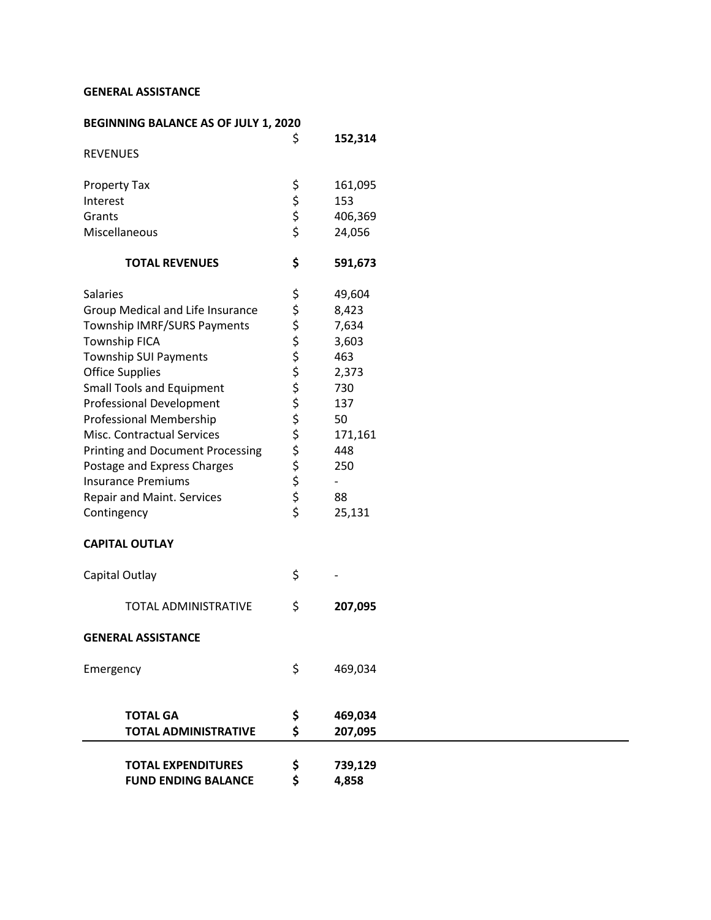**GENERAL ASSISTANCE**

**BEGINNING BALANCE AS OF JULY 1, 2020**

| | | |
|---|---|---|
| | $ | **152,314** |
| REVENUES | | |
| Property Tax | $ | 161,095 |
| Interest | $ | 153 |
| Grants | $ | 406,369 |
| Miscellaneous | $ | 24,056 |
| **TOTAL REVENUES** | **$** | **591,673** |
| Salaries | $ | 49,604 |
| Group Medical and Life Insurance | $ | 8,423 |
| Township IMRF/SURS Payments | $ | 7,634 |
| Township FICA | $ | 3,603 |
| Township SUI Payments | $ | 463 |
| Office Supplies | $ | 2,373 |
| Small Tools and Equipment | $ | 730 |
| Professional Development | $ | 137 |
| Professional Membership | $ | 50 |
| Misc. Contractual Services | $ | 171,161 |
| Printing and Document Processing | $ | 448 |
| Postage and Express Charges | $ | 250 |
| Insurance Premiums | $ | - |
| Repair and Maint. Services | $ | 88 |
| Contingency | $ | 25,131 |
| **CAPITAL OUTLAY** | | |
| Capital Outlay | $ | - |
| TOTAL ADMINISTRATIVE | $ | **207,095** |
| **GENERAL ASSISTANCE** | | |
| Emergency | $ | 469,034 |
| **TOTAL GA** | **$** | **469,034** |
| **TOTAL ADMINISTRATIVE** | **$** | **207,095** |
| **TOTAL EXPENDITURES** | **$** | **739,129** |
| **FUND ENDING BALANCE** | **$** | **4,858** |